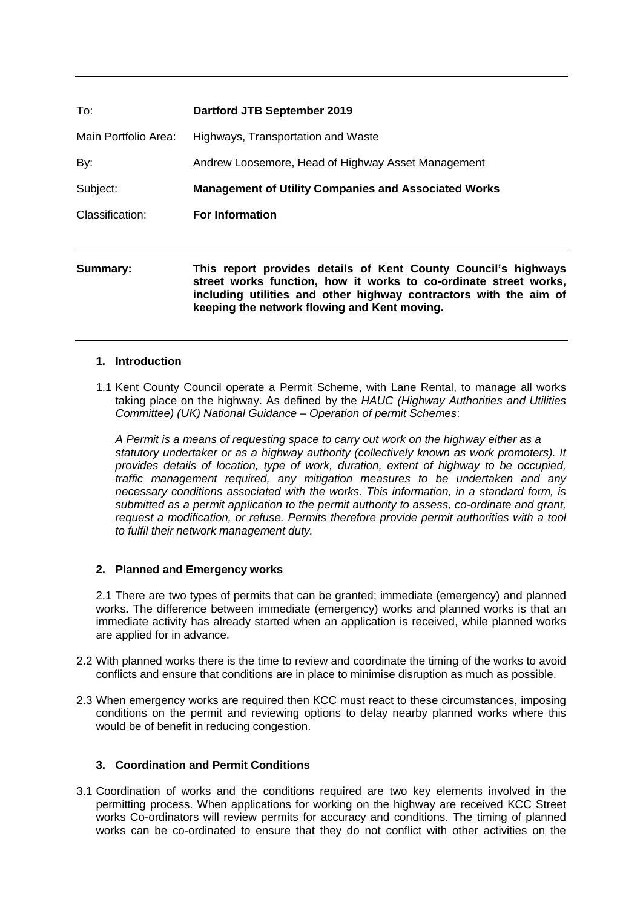| | |
|---|---|
| To: | **Dartford JTB September 2019** |
| Main Portfolio Area: | Highways, Transportation and Waste |
| By: | Andrew Loosemore, Head of Highway Asset Management |
| Subject: | **Management of Utility Companies and Associated Works** |
| Classification: | **For Information** |

---

**Summary:** **This report provides details of Kent County Council's highways street works function, how it works to co-ordinate street works, including utilities and other highway contractors with the aim of keeping the network flowing and Kent moving.**

---

## 1. Introduction

1.1 Kent County Council operate a Permit Scheme, with Lane Rental, to manage all works taking place on the highway. As defined by the *HAUC (Highway Authorities and Utilities Committee) (UK) National Guidance – Operation of permit Schemes*:

*A Permit is a means of requesting space to carry out work on the highway either as a statutory undertaker or as a highway authority (collectively known as work promoters). It provides details of location, type of work, duration, extent of highway to be occupied, traffic management required, any mitigation measures to be undertaken and any necessary conditions associated with the works. This information, in a standard form, is submitted as a permit application to the permit authority to assess, co-ordinate and grant, request a modification, or refuse. Permits therefore provide permit authorities with a tool to fulfil their network management duty.*

## 2. Planned and Emergency works

2.1 There are two types of permits that can be granted; immediate (emergency) and planned works**.** The difference between immediate (emergency) works and planned works is that an immediate activity has already started when an application is received, while planned works are applied for in advance.

2.2 With planned works there is the time to review and coordinate the timing of the works to avoid conflicts and ensure that conditions are in place to minimise disruption as much as possible.

2.3 When emergency works are required then KCC must react to these circumstances, imposing conditions on the permit and reviewing options to delay nearby planned works where this would be of benefit in reducing congestion.

## 3. Coordination and Permit Conditions

3.1 Coordination of works and the conditions required are two key elements involved in the permitting process. When applications for working on the highway are received KCC Street works Co-ordinators will review permits for accuracy and conditions. The timing of planned works can be co-ordinated to ensure that they do not conflict with other activities on the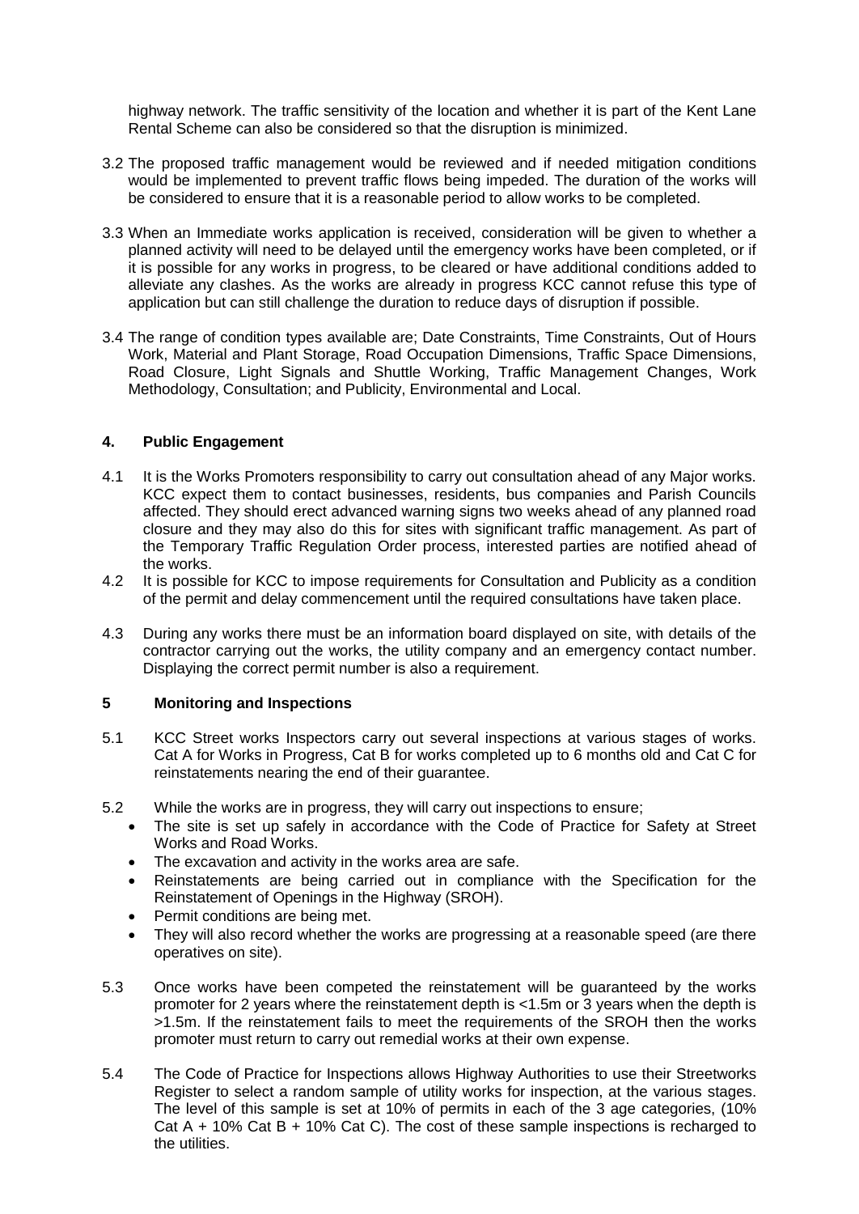highway network. The traffic sensitivity of the location and whether it is part of the Kent Lane Rental Scheme can also be considered so that the disruption is minimized.

3.2 The proposed traffic management would be reviewed and if needed mitigation conditions would be implemented to prevent traffic flows being impeded. The duration of the works will be considered to ensure that it is a reasonable period to allow works to be completed.

3.3 When an Immediate works application is received, consideration will be given to whether a planned activity will need to be delayed until the emergency works have been completed, or if it is possible for any works in progress, to be cleared or have additional conditions added to alleviate any clashes. As the works are already in progress KCC cannot refuse this type of application but can still challenge the duration to reduce days of disruption if possible.

3.4 The range of condition types available are; Date Constraints, Time Constraints, Out of Hours Work, Material and Plant Storage, Road Occupation Dimensions, Traffic Space Dimensions, Road Closure, Light Signals and Shuttle Working, Traffic Management Changes, Work Methodology, Consultation; and Publicity, Environmental and Local.

## 4. Public Engagement

4.1 It is the Works Promoters responsibility to carry out consultation ahead of any Major works. KCC expect them to contact businesses, residents, bus companies and Parish Councils affected. They should erect advanced warning signs two weeks ahead of any planned road closure and they may also do this for sites with significant traffic management. As part of the Temporary Traffic Regulation Order process, interested parties are notified ahead of the works.

4.2 It is possible for KCC to impose requirements for Consultation and Publicity as a condition of the permit and delay commencement until the required consultations have taken place.

4.3 During any works there must be an information board displayed on site, with details of the contractor carrying out the works, the utility company and an emergency contact number. Displaying the correct permit number is also a requirement.

## 5 Monitoring and Inspections

5.1 KCC Street works Inspectors carry out several inspections at various stages of works. Cat A for Works in Progress, Cat B for works completed up to 6 months old and Cat C for reinstatements nearing the end of their guarantee.

5.2 While the works are in progress, they will carry out inspections to ensure;

- The site is set up safely in accordance with the Code of Practice for Safety at Street Works and Road Works.
- The excavation and activity in the works area are safe.
- Reinstatements are being carried out in compliance with the Specification for the Reinstatement of Openings in the Highway (SROH).
- Permit conditions are being met.
- They will also record whether the works are progressing at a reasonable speed (are there operatives on site).

5.3 Once works have been competed the reinstatement will be guaranteed by the works promoter for 2 years where the reinstatement depth is <1.5m or 3 years when the depth is >1.5m. If the reinstatement fails to meet the requirements of the SROH then the works promoter must return to carry out remedial works at their own expense.

5.4 The Code of Practice for Inspections allows Highway Authorities to use their Streetworks Register to select a random sample of utility works for inspection, at the various stages. The level of this sample is set at 10% of permits in each of the 3 age categories, (10% Cat A + 10% Cat B + 10% Cat C). The cost of these sample inspections is recharged to the utilities.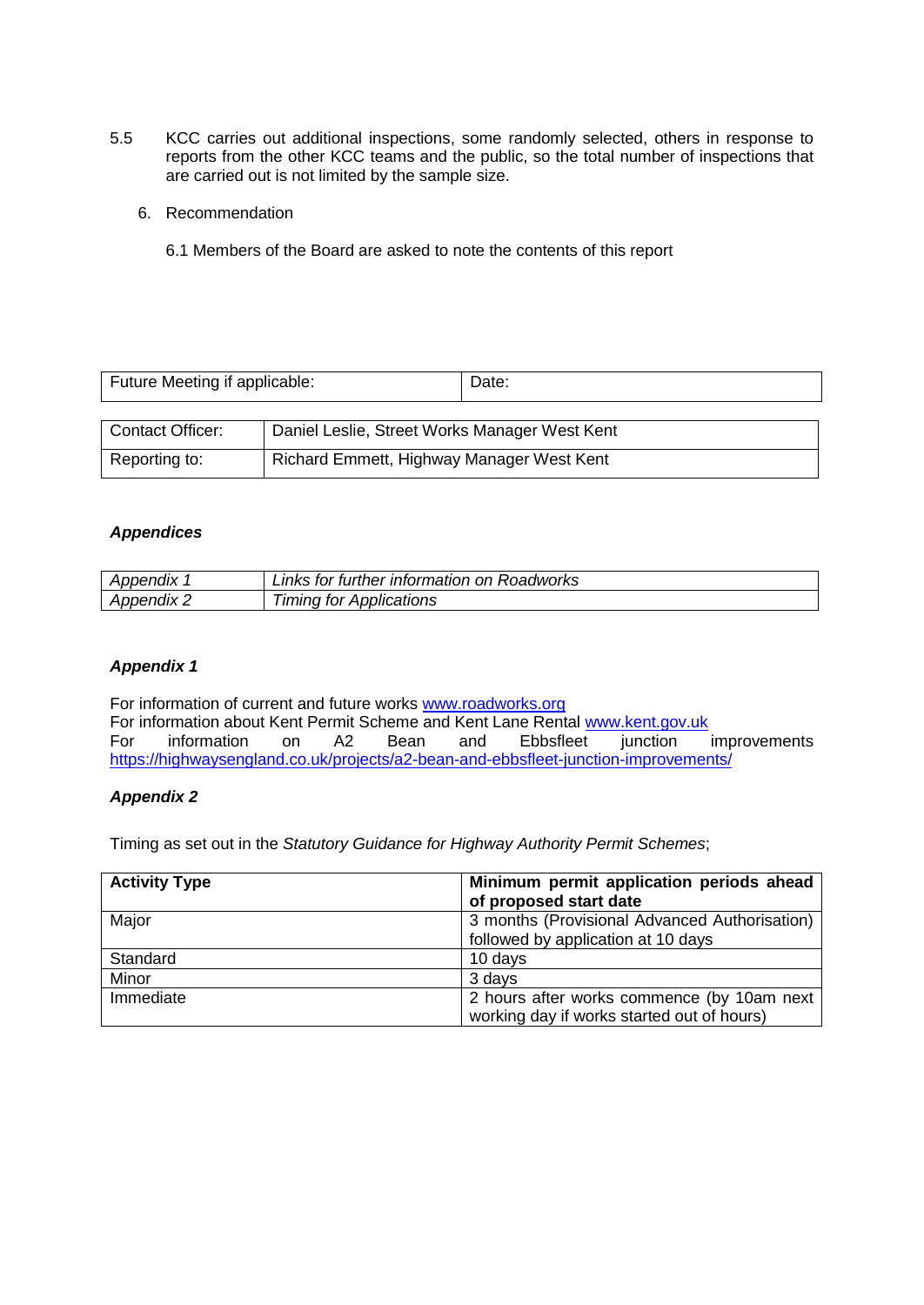5.5 KCC carries out additional inspections, some randomly selected, others in response to reports from the other KCC teams and the public, so the total number of inspections that are carried out is not limited by the sample size.

6. Recommendation

6.1 Members of the Board are asked to note the contents of this report

| | |
|---|---|
| Future Meeting if applicable: | Date: |

| | |
|---|---|
| Contact Officer: | Daniel Leslie, Street Works Manager West Kent |
| Reporting to: | Richard Emmett, Highway Manager West Kent |

***Appendices***

| | |
|---|---|
| *Appendix 1* | *Links for further information on Roadworks* |
| *Appendix 2* | *Timing for Applications* |

***Appendix 1***

For information of current and future works www.roadworks.org
For information about Kent Permit Scheme and Kent Lane Rental www.kent.gov.uk
For information on A2 Bean and Ebbsfleet junction improvements https://highwaysengland.co.uk/projects/a2-bean-and-ebbsfleet-junction-improvements/

***Appendix 2***

Timing as set out in the *Statutory Guidance for Highway Authority Permit Schemes*;

| **Activity Type** | **Minimum permit application periods ahead of proposed start date** |
|---|---|
| Major | 3 months (Provisional Advanced Authorisation) followed by application at 10 days |
| Standard | 10 days |
| Minor | 3 days |
| Immediate | 2 hours after works commence (by 10am next working day if works started out of hours) |